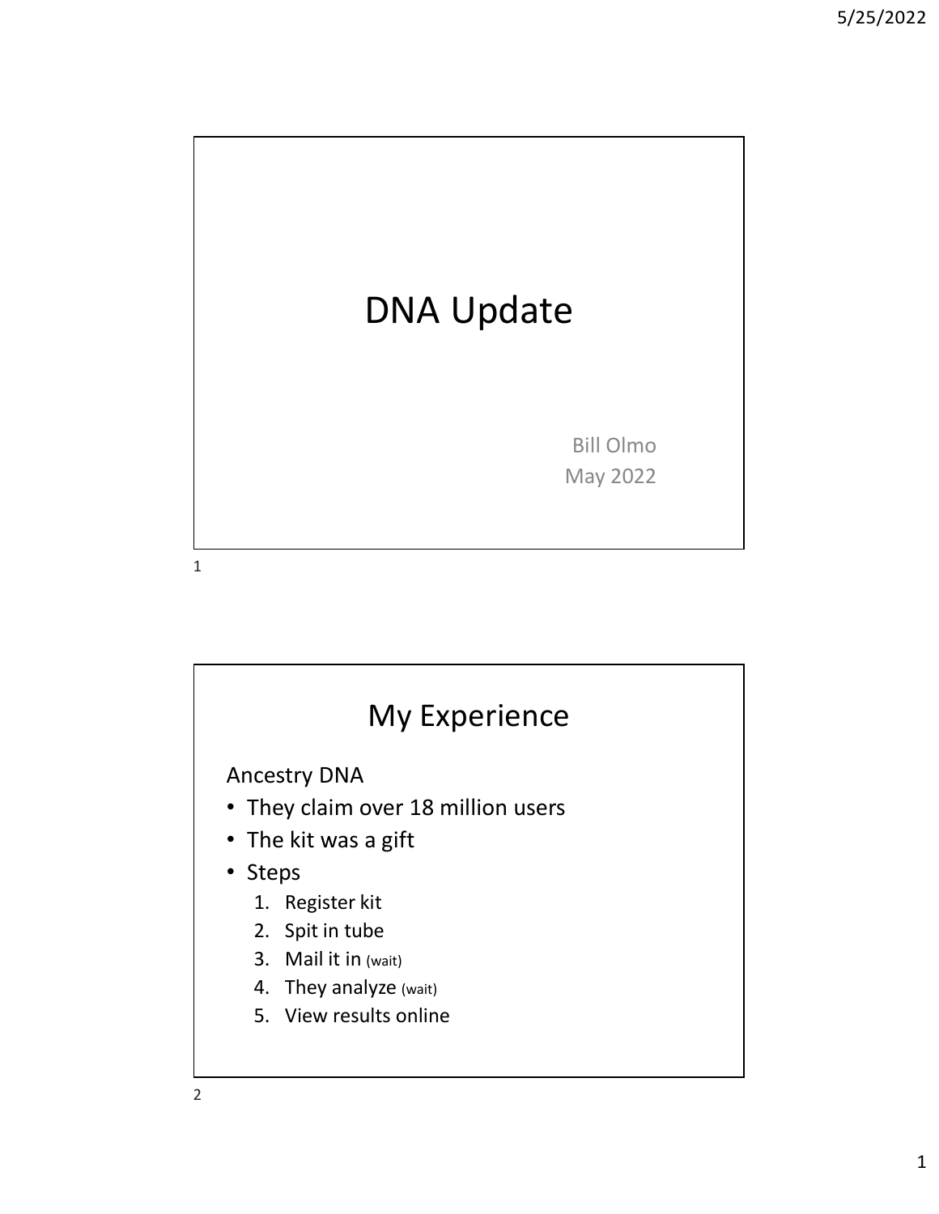# DNA Update

Bill Olmo
May 2022

## My Experience

Ancestry DNA

- They claim over 18 million users
- The kit was a gift
- Steps
  1. Register kit
  2. Spit in tube
  3. Mail it in (wait)
  4. They analyze (wait)
  5. View results online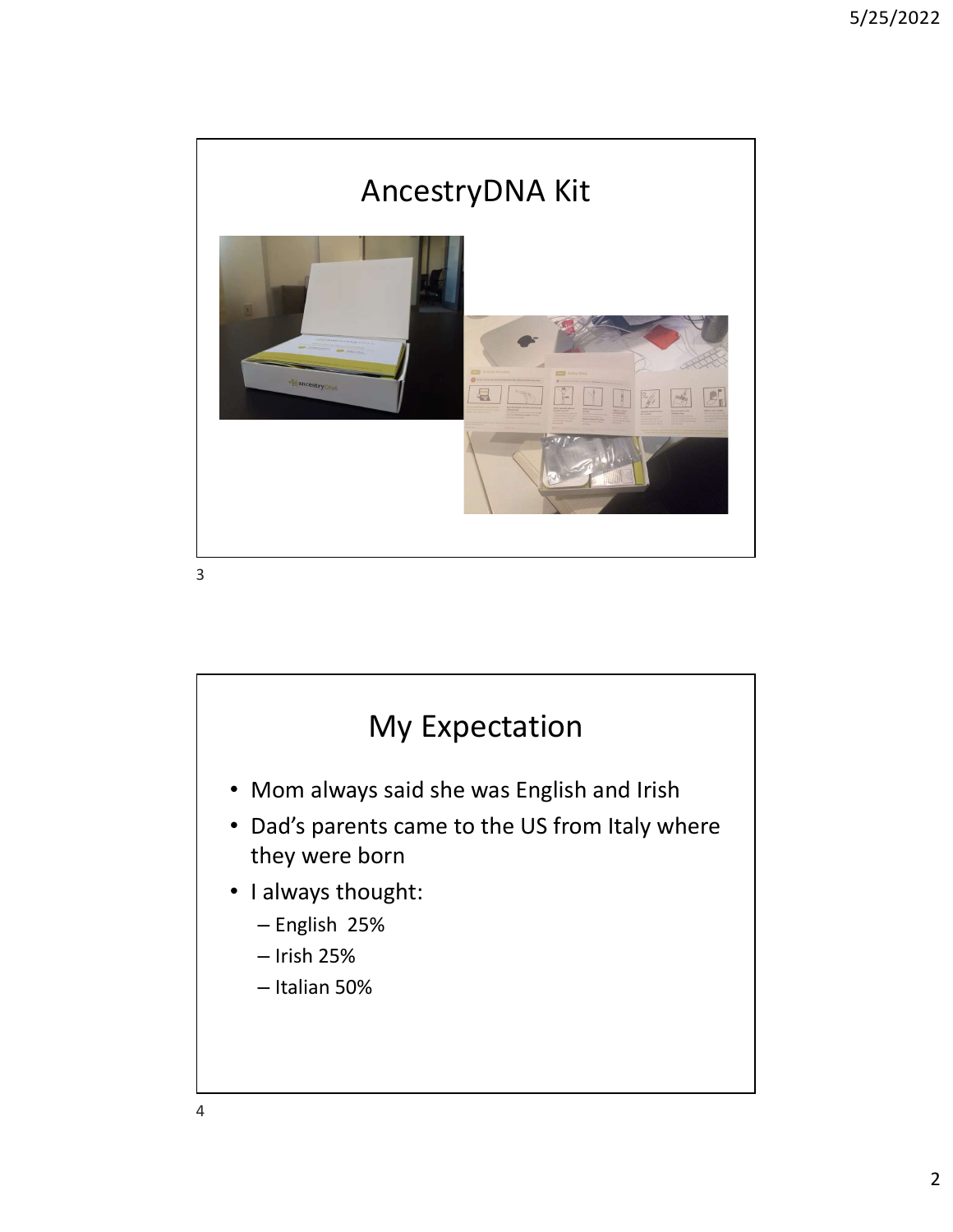## AncestryDNA Kit

## My Expectation

- Mom always said she was English and Irish
- Dad's parents came to the US from Italy where they were born
- I always thought:
  - English 25%
  - Irish 25%
  - Italian 50%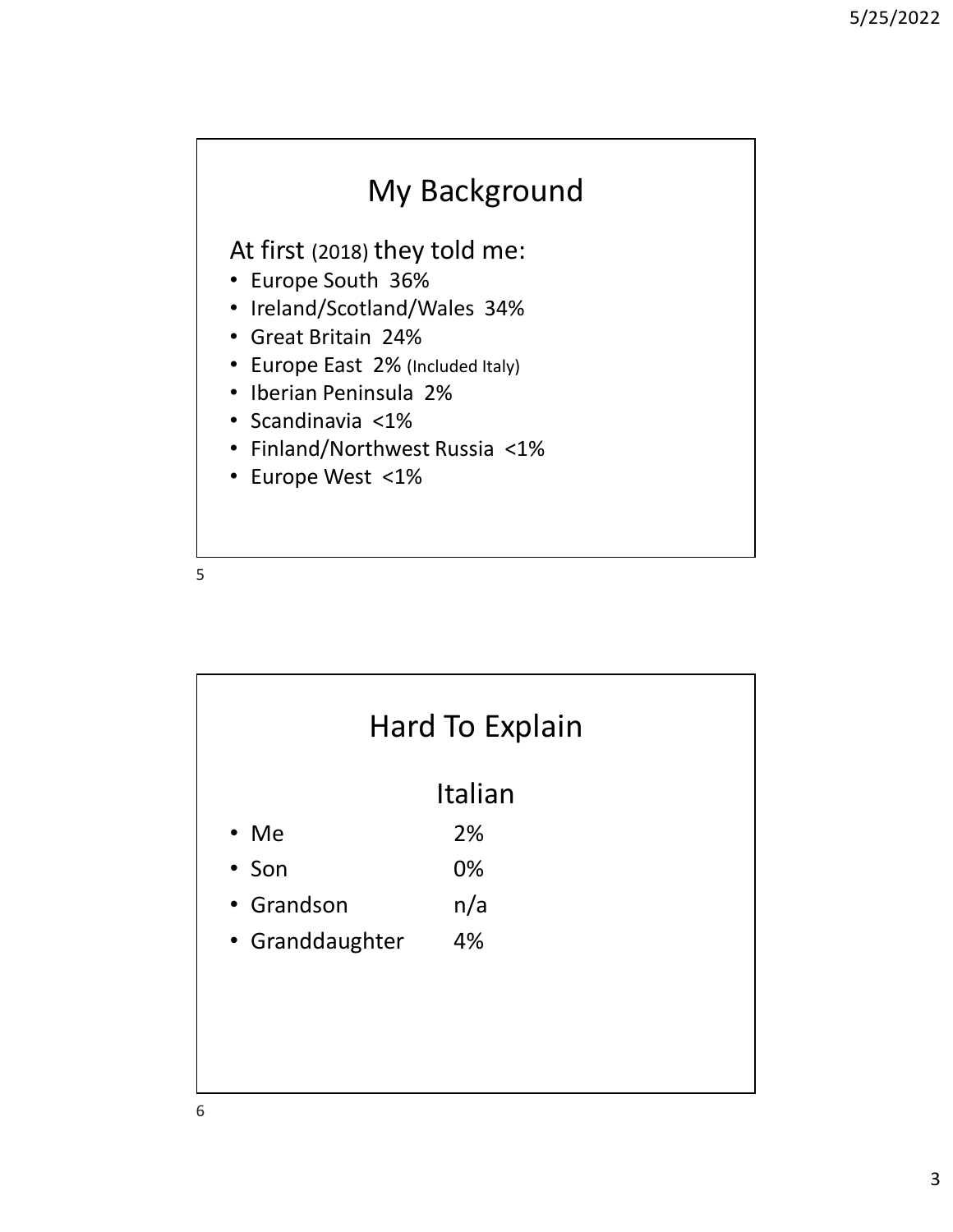## My Background

At first (2018) they told me:

- Europe South 36%
- Ireland/Scotland/Wales 34%
- Great Britain 24%
- Europe East 2% (Included Italy)
- Iberian Peninsula 2%
- Scandinavia <1%
- Finland/Northwest Russia <1%
- Europe West <1%

## Hard To Explain

### Italian

- Me 2%
- Son 0%
- Grandson n/a
- Granddaughter 4%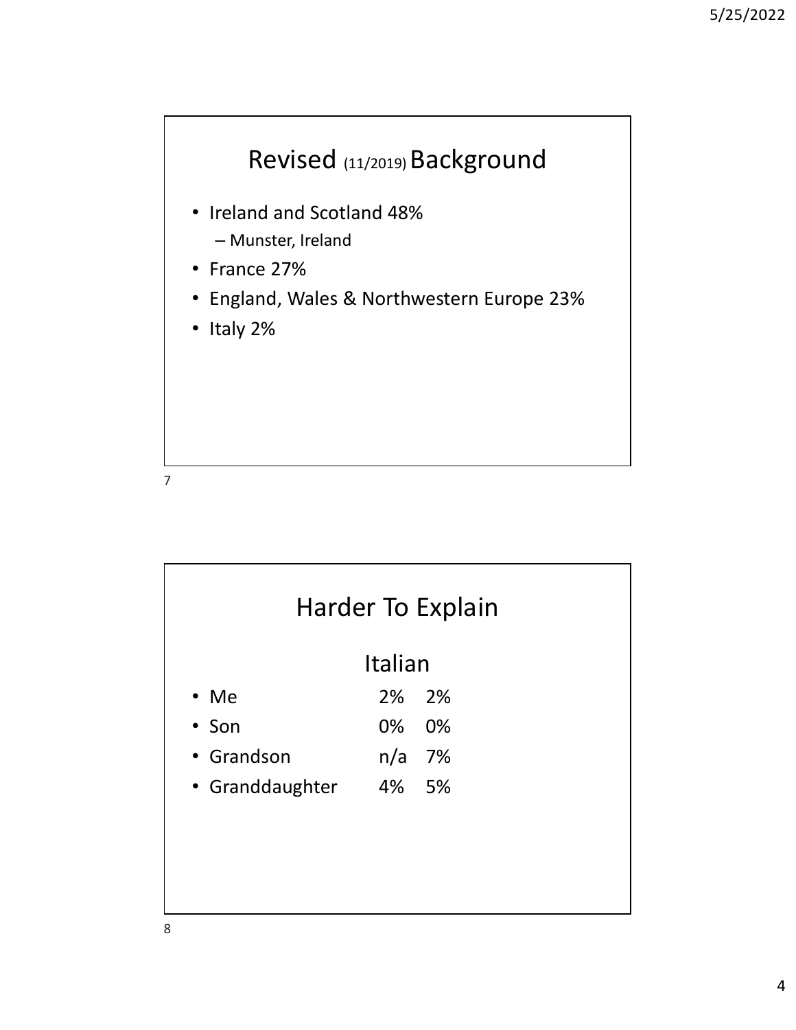## Revised (11/2019) Background

- Ireland and Scotland 48%
  – Munster, Ireland
- France 27%
- England, Wales & Northwestern Europe 23%
- Italy 2%

## Harder To Explain

### Italian

| | | |
|---|---|---|
| Me | 2% | 2% |
| Son | 0% | 0% |
| Grandson | n/a | 7% |
| Granddaughter | 4% | 5% |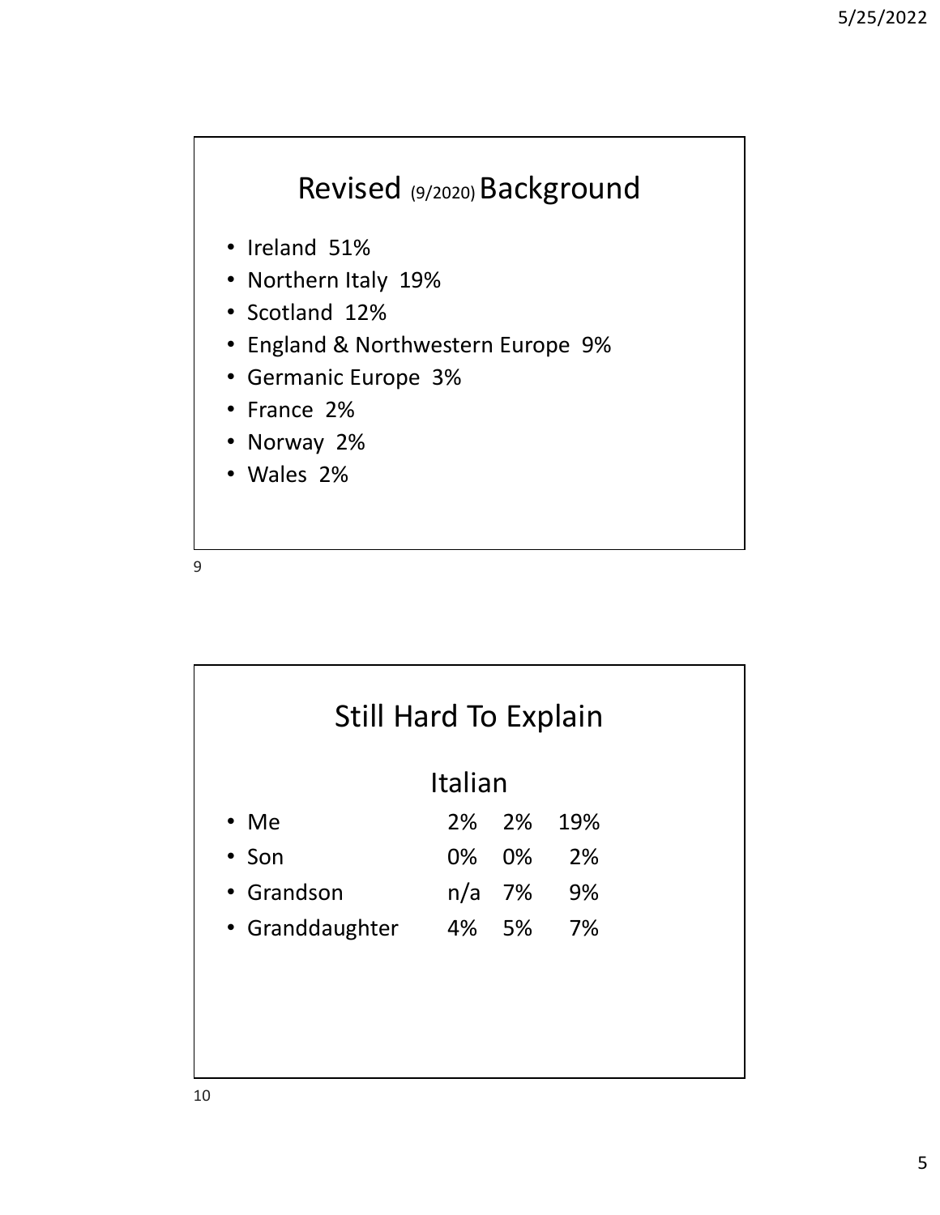## Revised (9/2020) Background

- Ireland 51%
- Northern Italy 19%
- Scotland 12%
- England & Northwestern Europe 9%
- Germanic Europe 3%
- France 2%
- Norway 2%
- Wales 2%

## Still Hard To Explain

### Italian

| | | | |
|---|---|---|---|
| • Me | 2% | 2% | 19% |
| • Son | 0% | 0% | 2% |
| • Grandson | n/a | 7% | 9% |
| • Granddaughter | 4% | 5% | 7% |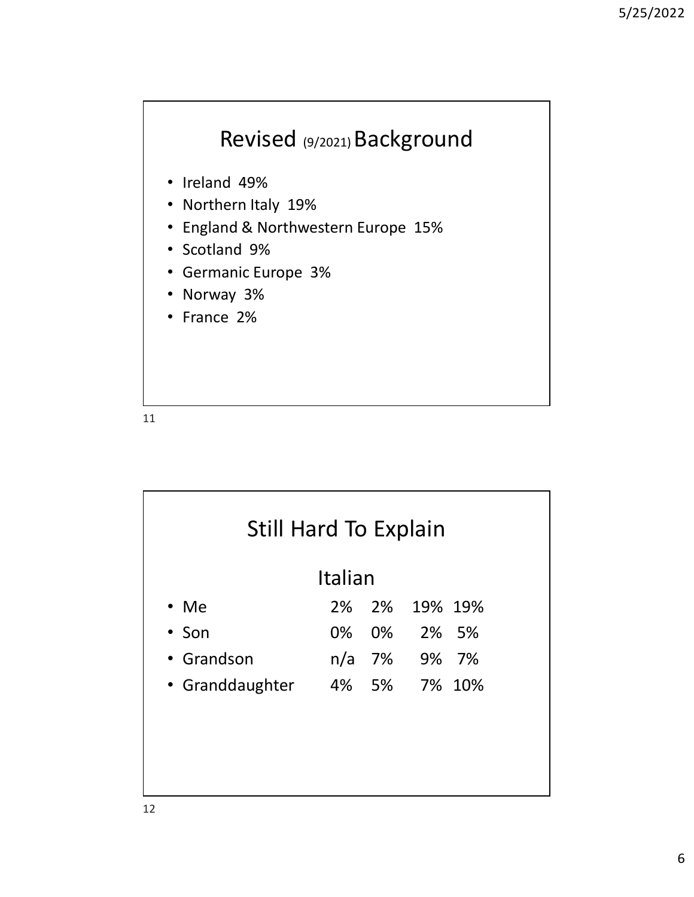## Revised (9/2021) Background

- Ireland 49%
- Northern Italy 19%
- England & Northwestern Europe 15%
- Scotland 9%
- Germanic Europe 3%
- Norway 3%
- France 2%

## Still Hard To Explain

### Italian

| | | | | |
|---|---|---|---|---|
| Me | 2% | 2% | 19% | 19% |
| Son | 0% | 0% | 2% | 5% |
| Grandson | n/a | 7% | 9% | 7% |
| Granddaughter | 4% | 5% | 7% | 10% |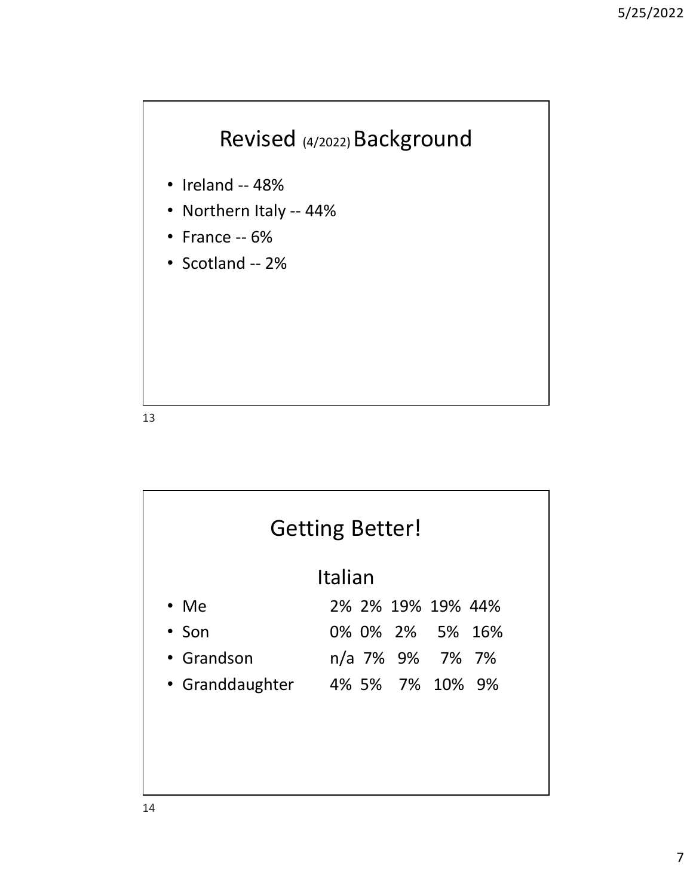## Revised (4/2022) Background

- Ireland -- 48%
- Northern Italy -- 44%
- France -- 6%
- Scotland -- 2%

## Getting Better!

### Italian

| | | | | | |
|---|---|---|---|---|---|
| Me | 2% | 2% | 19% | 19% | 44% |
| Son | 0% | 0% | 2% | 5% | 16% |
| Grandson | n/a | 7% | 9% | 7% | 7% |
| Granddaughter | 4% | 5% | 7% | 10% | 9% |